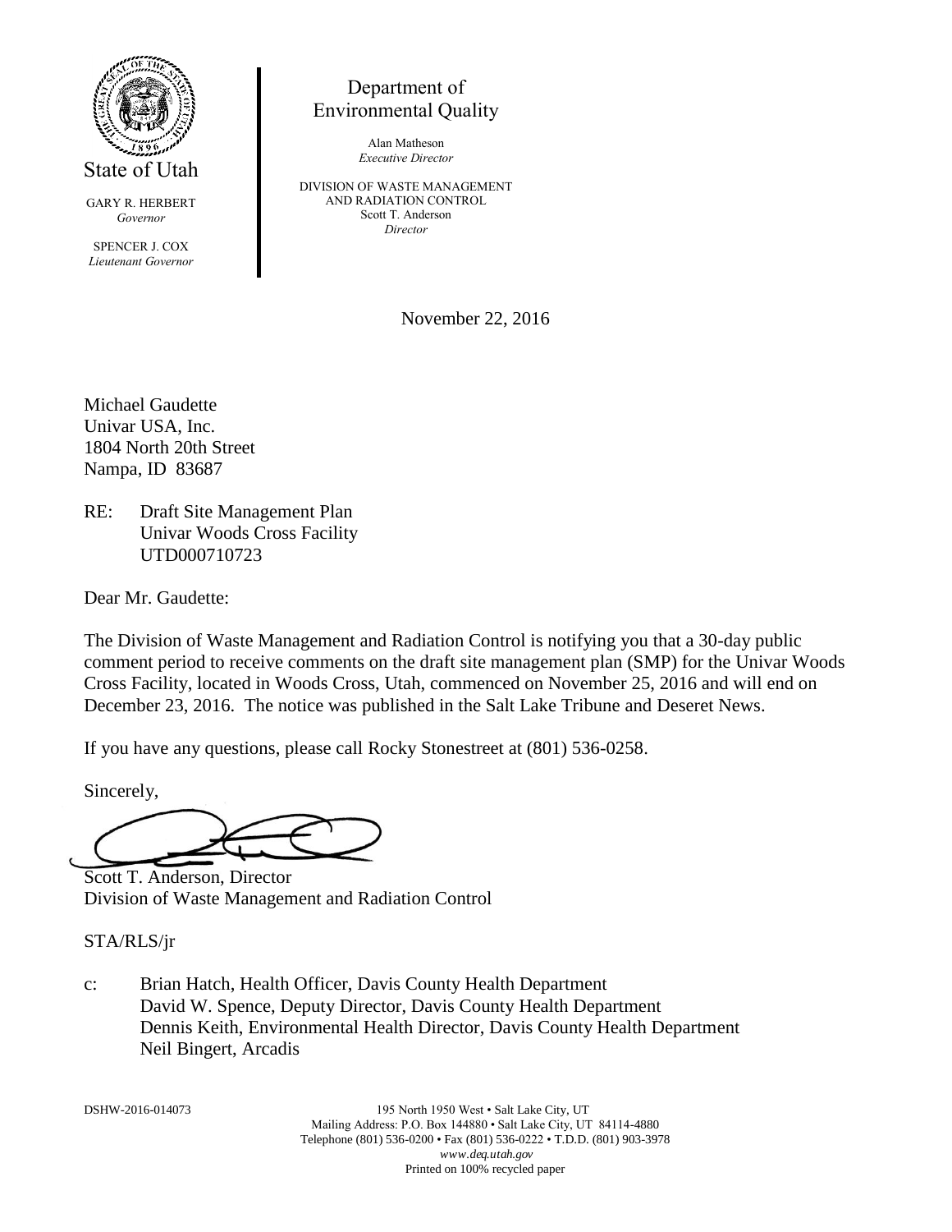State of Utah

GARY R. HERBERT
*Governor*

SPENCER J. COX
*Lieutenant Governor*

Department of
Environmental Quality

Alan Matheson
*Executive Director*

DIVISION OF WASTE MANAGEMENT
AND RADIATION CONTROL
Scott T. Anderson
*Director*

November 22, 2016

Michael Gaudette
Univar USA, Inc.
1804 North 20th Street
Nampa, ID 83687

RE: Draft Site Management Plan
Univar Woods Cross Facility
UTD000710723

Dear Mr. Gaudette:

The Division of Waste Management and Radiation Control is notifying you that a 30-day public comment period to receive comments on the draft site management plan (SMP) for the Univar Woods Cross Facility, located in Woods Cross, Utah, commenced on November 25, 2016 and will end on December 23, 2016. The notice was published in the Salt Lake Tribune and Deseret News.

If you have any questions, please call Rocky Stonestreet at (801) 536-0258.

Sincerely,

Scott T. Anderson, Director
Division of Waste Management and Radiation Control

STA/RLS/jr

c: Brian Hatch, Health Officer, Davis County Health Department
David W. Spence, Deputy Director, Davis County Health Department
Dennis Keith, Environmental Health Director, Davis County Health Department
Neil Bingert, Arcadis

DSHW-2016-014073

195 North 1950 West • Salt Lake City, UT
Mailing Address: P.O. Box 144880 • Salt Lake City, UT 84114-4880
Telephone (801) 536-0200 • Fax (801) 536-0222 • T.D.D. (801) 903-3978
*www.deq.utah.gov*
Printed on 100% recycled paper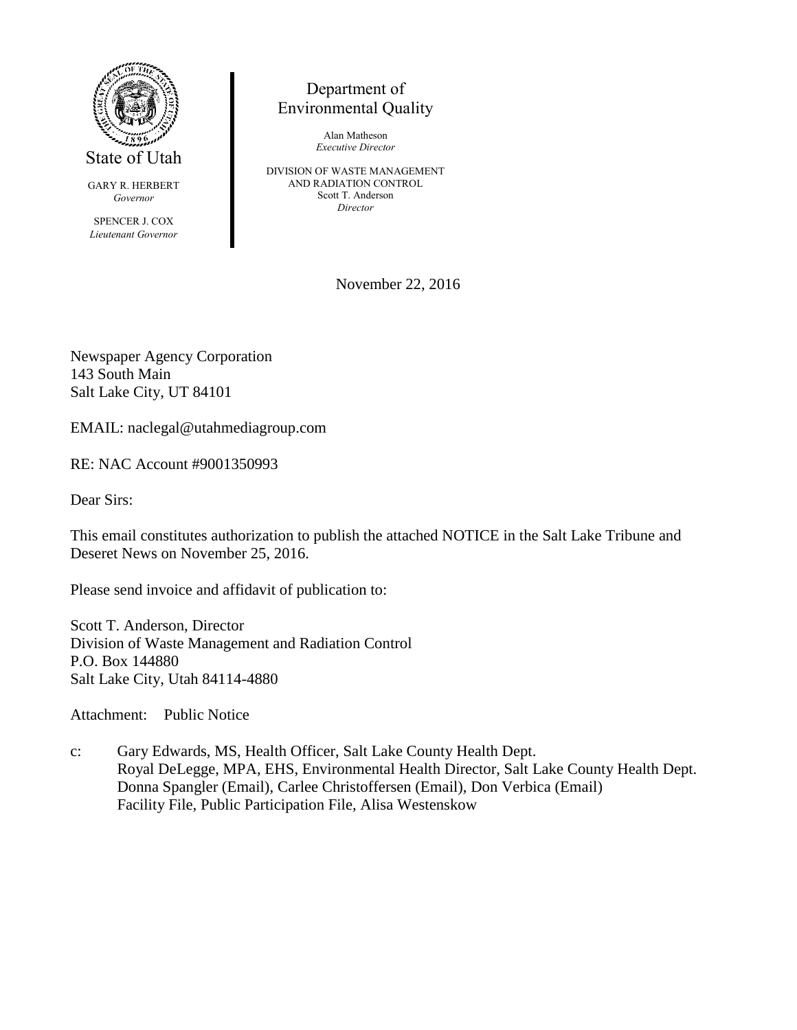State of Utah

GARY R. HERBERT
*Governor*

SPENCER J. COX
*Lieutenant Governor*

Department of
Environmental Quality

Alan Matheson
*Executive Director*

DIVISION OF WASTE MANAGEMENT
AND RADIATION CONTROL
Scott T. Anderson
*Director*

November 22, 2016

Newspaper Agency Corporation
143 South Main
Salt Lake City, UT 84101

EMAIL: naclegal@utahmediagroup.com

RE: NAC Account #9001350993

Dear Sirs:

This email constitutes authorization to publish the attached NOTICE in the Salt Lake Tribune and Deseret News on November 25, 2016.

Please send invoice and affidavit of publication to:

Scott T. Anderson, Director
Division of Waste Management and Radiation Control
P.O. Box 144880
Salt Lake City, Utah 84114-4880

Attachment: Public Notice

c: Gary Edwards, MS, Health Officer, Salt Lake County Health Dept.
Royal DeLegge, MPA, EHS, Environmental Health Director, Salt Lake County Health Dept.
Donna Spangler (Email), Carlee Christoffersen (Email), Don Verbica (Email)
Facility File, Public Participation File, Alisa Westenskow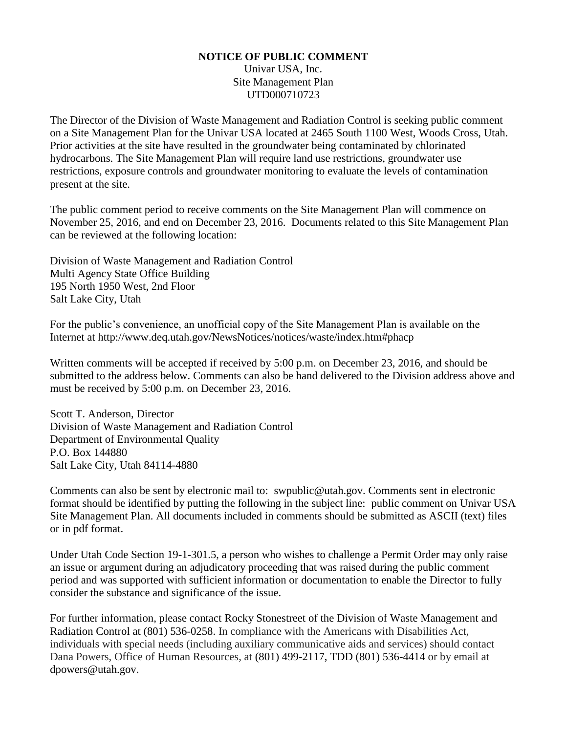**NOTICE OF PUBLIC COMMENT**

Univar USA, Inc.
Site Management Plan
UTD000710723

The Director of the Division of Waste Management and Radiation Control is seeking public comment on a Site Management Plan for the Univar USA located at 2465 South 1100 West, Woods Cross, Utah. Prior activities at the site have resulted in the groundwater being contaminated by chlorinated hydrocarbons. The Site Management Plan will require land use restrictions, groundwater use restrictions, exposure controls and groundwater monitoring to evaluate the levels of contamination present at the site.

The public comment period to receive comments on the Site Management Plan will commence on November 25, 2016, and end on December 23, 2016. Documents related to this Site Management Plan can be reviewed at the following location:

Division of Waste Management and Radiation Control
Multi Agency State Office Building
195 North 1950 West, 2nd Floor
Salt Lake City, Utah

For the public's convenience, an unofficial copy of the Site Management Plan is available on the Internet at http://www.deq.utah.gov/NewsNotices/notices/waste/index.htm#phacp

Written comments will be accepted if received by 5:00 p.m. on December 23, 2016, and should be submitted to the address below. Comments can also be hand delivered to the Division address above and must be received by 5:00 p.m. on December 23, 2016.

Scott T. Anderson, Director
Division of Waste Management and Radiation Control
Department of Environmental Quality
P.O. Box 144880
Salt Lake City, Utah 84114-4880

Comments can also be sent by electronic mail to: swpublic@utah.gov. Comments sent in electronic format should be identified by putting the following in the subject line: public comment on Univar USA Site Management Plan. All documents included in comments should be submitted as ASCII (text) files or in pdf format.

Under Utah Code Section 19-1-301.5, a person who wishes to challenge a Permit Order may only raise an issue or argument during an adjudicatory proceeding that was raised during the public comment period and was supported with sufficient information or documentation to enable the Director to fully consider the substance and significance of the issue.

For further information, please contact Rocky Stonestreet of the Division of Waste Management and Radiation Control at (801) 536-0258. In compliance with the Americans with Disabilities Act, individuals with special needs (including auxiliary communicative aids and services) should contact Dana Powers, Office of Human Resources, at (801) 499-2117, TDD (801) 536-4414 or by email at dpowers@utah.gov.